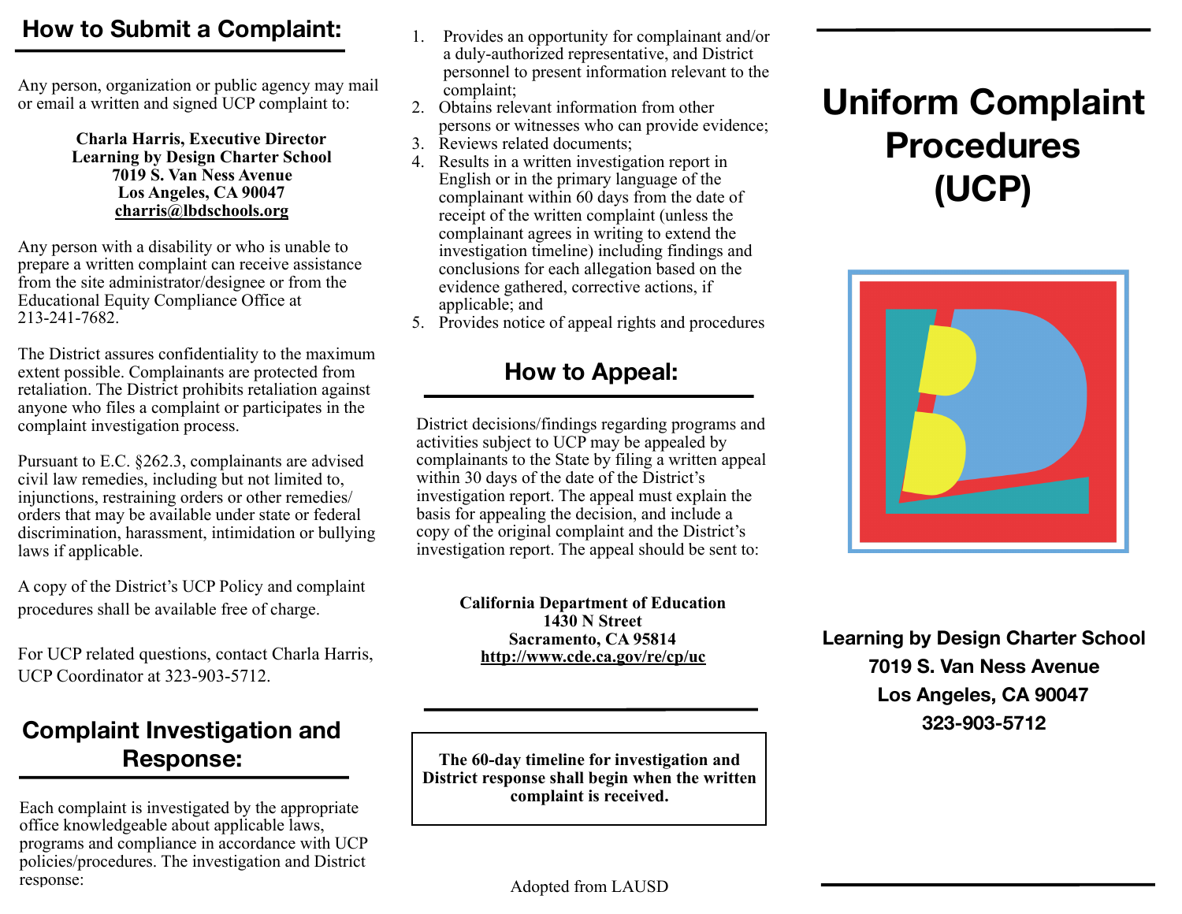## How to Submit a Complaint:

Any person, organization or public agency may mail or email a written and signed UCP complaint to:

**Charla Harris, Executive Director**
**Learning by Design Charter School**
**7019 S. Van Ness Avenue**
**Los Angeles, CA 90047**
**charris@lbdschools.org**

Any person with a disability or who is unable to prepare a written complaint can receive assistance from the site administrator/designee or from the Educational Equity Compliance Office at 213-241-7682.

The District assures confidentiality to the maximum extent possible. Complainants are protected from retaliation. The District prohibits retaliation against anyone who files a complaint or participates in the complaint investigation process.

Pursuant to E.C. §262.3, complainants are advised civil law remedies, including but not limited to, injunctions, restraining orders or other remedies/ orders that may be available under state or federal discrimination, harassment, intimidation or bullying laws if applicable.

A copy of the District's UCP Policy and complaint procedures shall be available free of charge.

For UCP related questions, contact Charla Harris, UCP Coordinator at 323-903-5712.

## Complaint Investigation and Response:

Each complaint is investigated by the appropriate office knowledgeable about applicable laws, programs and compliance in accordance with UCP policies/procedures. The investigation and District response:

1. Provides an opportunity for complainant and/or a duly-authorized representative, and District personnel to present information relevant to the complaint;
2. Obtains relevant information from other persons or witnesses who can provide evidence;
3. Reviews related documents;
4. Results in a written investigation report in English or in the primary language of the complainant within 60 days from the date of receipt of the written complaint (unless the complainant agrees in writing to extend the investigation timeline) including findings and conclusions for each allegation based on the evidence gathered, corrective actions, if applicable; and
5. Provides notice of appeal rights and procedures

## How to Appeal:

District decisions/findings regarding programs and activities subject to UCP may be appealed by complainants to the State by filing a written appeal within 30 days of the date of the District's investigation report. The appeal must explain the basis for appealing the decision, and include a copy of the original complaint and the District's investigation report. The appeal should be sent to:

**California Department of Education**
**1430 N Street**
**Sacramento, CA 95814**
**http://www.cde.ca.gov/re/cp/uc**

**The 60-day timeline for investigation and District response shall begin when the written complaint is received.**

Adopted from LAUSD

# Uniform Complaint Procedures (UCP)

**Learning by Design Charter School**
**7019 S. Van Ness Avenue**
**Los Angeles, CA 90047**
**323-903-5712**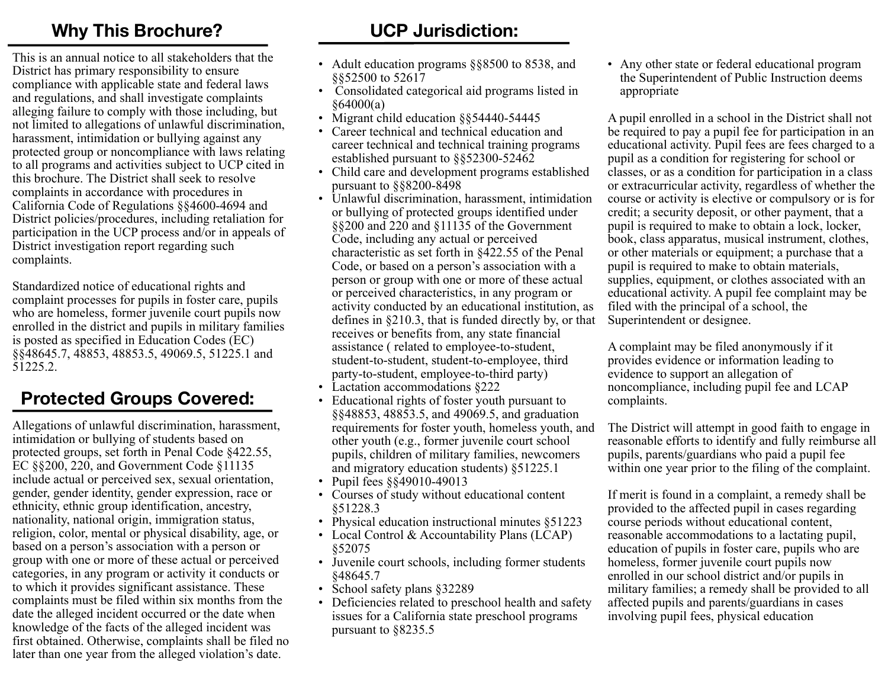## Why This Brochure?

This is an annual notice to all stakeholders that the District has primary responsibility to ensure compliance with applicable state and federal laws and regulations, and shall investigate complaints alleging failure to comply with those including, but not limited to allegations of unlawful discrimination, harassment, intimidation or bullying against any protected group or noncompliance with laws relating to all programs and activities subject to UCP cited in this brochure. The District shall seek to resolve complaints in accordance with procedures in California Code of Regulations §§4600-4694 and District policies/procedures, including retaliation for participation in the UCP process and/or in appeals of District investigation report regarding such complaints.

Standardized notice of educational rights and complaint processes for pupils in foster care, pupils who are homeless, former juvenile court pupils now enrolled in the district and pupils in military families is posted as specified in Education Codes (EC) §§48645.7, 48853, 48853.5, 49069.5, 51225.1 and 51225.2.

## Protected Groups Covered:

Allegations of unlawful discrimination, harassment, intimidation or bullying of students based on protected groups, set forth in Penal Code §422.55, EC §§200, 220, and Government Code §11135 include actual or perceived sex, sexual orientation, gender, gender identity, gender expression, race or ethnicity, ethnic group identification, ancestry, nationality, national origin, immigration status, religion, color, mental or physical disability, age, or based on a person's association with a person or group with one or more of these actual or perceived categories, in any program or activity it conducts or to which it provides significant assistance. These complaints must be filed within six months from the date the alleged incident occurred or the date when knowledge of the facts of the alleged incident was first obtained. Otherwise, complaints shall be filed no later than one year from the alleged violation's date.

## UCP Jurisdiction:

- Adult education programs §§8500 to 8538, and §§52500 to 52617
- Consolidated categorical aid programs listed in §64000(a)
- Migrant child education §§54440-54445
- Career technical and technical education and career technical and technical training programs established pursuant to §§52300-52462
- Child care and development programs established pursuant to §§8200-8498
- Unlawful discrimination, harassment, intimidation or bullying of protected groups identified under §§200 and 220 and §11135 of the Government Code, including any actual or perceived characteristic as set forth in §422.55 of the Penal Code, or based on a person's association with a person or group with one or more of these actual or perceived characteristics, in any program or activity conducted by an educational institution, as defines in §210.3, that is funded directly by, or that receives or benefits from, any state financial assistance ( related to employee-to-student, student-to-student, student-to-employee, third party-to-student, employee-to-third party)
- Lactation accommodations §222
- Educational rights of foster youth pursuant to §§48853, 48853.5, and 49069.5, and graduation requirements for foster youth, homeless youth, and other youth (e.g., former juvenile court school pupils, children of military families, newcomers and migratory education students) §51225.1
- Pupil fees §§49010-49013
- Courses of study without educational content §51228.3
- Physical education instructional minutes §51223
- Local Control & Accountability Plans (LCAP) §52075
- Juvenile court schools, including former students §48645.7
- School safety plans §32289
- Deficiencies related to preschool health and safety issues for a California state preschool programs pursuant to §8235.5
- Any other state or federal educational program the Superintendent of Public Instruction deems appropriate

A pupil enrolled in a school in the District shall not be required to pay a pupil fee for participation in an educational activity. Pupil fees are fees charged to a pupil as a condition for registering for school or classes, or as a condition for participation in a class or extracurricular activity, regardless of whether the course or activity is elective or compulsory or is for credit; a security deposit, or other payment, that a pupil is required to make to obtain a lock, locker, book, class apparatus, musical instrument, clothes, or other materials or equipment; a purchase that a pupil is required to make to obtain materials, supplies, equipment, or clothes associated with an educational activity. A pupil fee complaint may be filed with the principal of a school, the Superintendent or designee.

A complaint may be filed anonymously if it provides evidence or information leading to evidence to support an allegation of noncompliance, including pupil fee and LCAP complaints.

The District will attempt in good faith to engage in reasonable efforts to identify and fully reimburse all pupils, parents/guardians who paid a pupil fee within one year prior to the filing of the complaint.

If merit is found in a complaint, a remedy shall be provided to the affected pupil in cases regarding course periods without educational content, reasonable accommodations to a lactating pupil, education of pupils in foster care, pupils who are homeless, former juvenile court pupils now enrolled in our school district and/or pupils in military families; a remedy shall be provided to all affected pupils and parents/guardians in cases involving pupil fees, physical education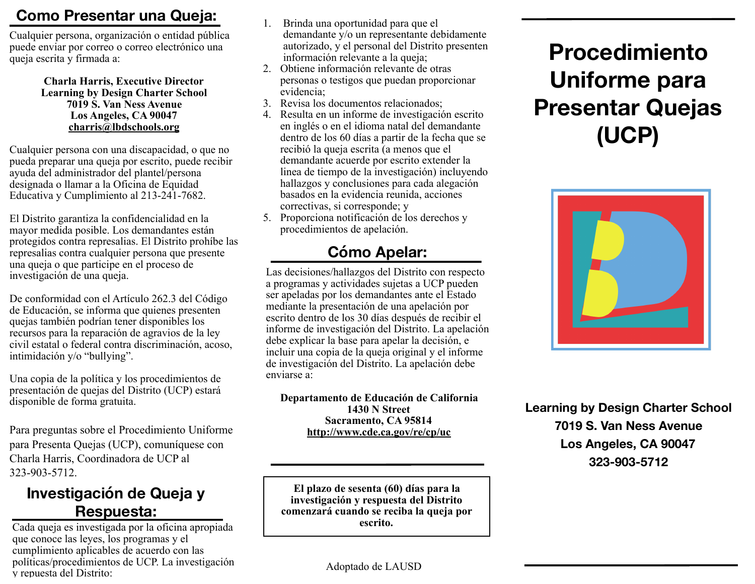## Como Presentar una Queja:

Cualquier persona, organización o entidad pública puede enviar por correo o correo electrónico una queja escrita y firmada a:

**Charla Harris, Executive Director**
**Learning by Design Charter School**
**7019 S. Van Ness Avenue**
**Los Angeles, CA 90047**
**charris@lbdschools.org**

Cualquier persona con una discapacidad, o que no pueda preparar una queja por escrito, puede recibir ayuda del administrador del plantel/persona designada o llamar a la Oficina de Equidad Educativa y Cumplimiento al 213-241-7682.

El Distrito garantiza la confidencialidad en la mayor medida posible. Los demandantes están protegidos contra represalias. El Distrito prohíbe las represalias contra cualquier persona que presente una queja o que participe en el proceso de investigación de una queja.

De conformidad con el Artículo 262.3 del Código de Educación, se informa que quienes presenten quejas también podrían tener disponibles los recursos para la reparación de agravios de la ley civil estatal o federal contra discriminación, acoso, intimidación y/o "bullying".

Una copia de la política y los procedimientos de presentación de quejas del Distrito (UCP) estará disponible de forma gratuita.

Para preguntas sobre el Procedimiento Uniforme para Presenta Quejas (UCP), comuníquese con Charla Harris, Coordinadora de UCP al 323-903-5712.

## Investigación de Queja y Respuesta:

Cada queja es investigada por la oficina apropiada que conoce las leyes, los programas y el cumplimiento aplicables de acuerdo con las políticas/procedimientos de UCP. La investigación y respuesta del Distrito:

1. Brinda una oportunidad para que el demandante y/o un representante debidamente autorizado, y el personal del Distrito presenten información relevante a la queja;
2. Obtiene información relevante de otras personas o testigos que puedan proporcionar evidencia;
3. Revisa los documentos relacionados;
4. Resulta en un informe de investigación escrito en inglés o en el idioma natal del demandante dentro de los 60 días a partir de la fecha que se recibió la queja escrita (a menos que el demandante acuerde por escrito extender la linea de tiempo de la investigación) incluyendo hallazgos y conclusiones para cada alegación basados en la evidencia reunida, acciones correctivas, si corresponde; y
5. Proporciona notificación de los derechos y procedimientos de apelación.

## Cómo Apelar:

Las decisiones/hallazgos del Distrito con respecto a programas y actividades sujetas a UCP pueden ser apeladas por los demandantes ante el Estado mediante la presentación de una apelación por escrito dentro de los 30 días después de recibir el informe de investigación del Distrito. La apelación debe explicar la base para apelar la decisión, e incluir una copia de la queja original y el informe de investigación del Distrito. La apelación debe enviarse a:

**Departamento de Educación de California**
**1430 N Street**
**Sacramento, CA 95814**
**http://www.cde.ca.gov/re/cp/uc**

**El plazo de sesenta (60) días para la investigación y respuesta del Distrito comenzará cuando se reciba la queja por escrito.**

Adoptado de LAUSD

# Procedimiento Uniforme para Presentar Quejas (UCP)

**Learning by Design Charter School**
**7019 S. Van Ness Avenue**
**Los Angeles, CA 90047**
**323-903-5712**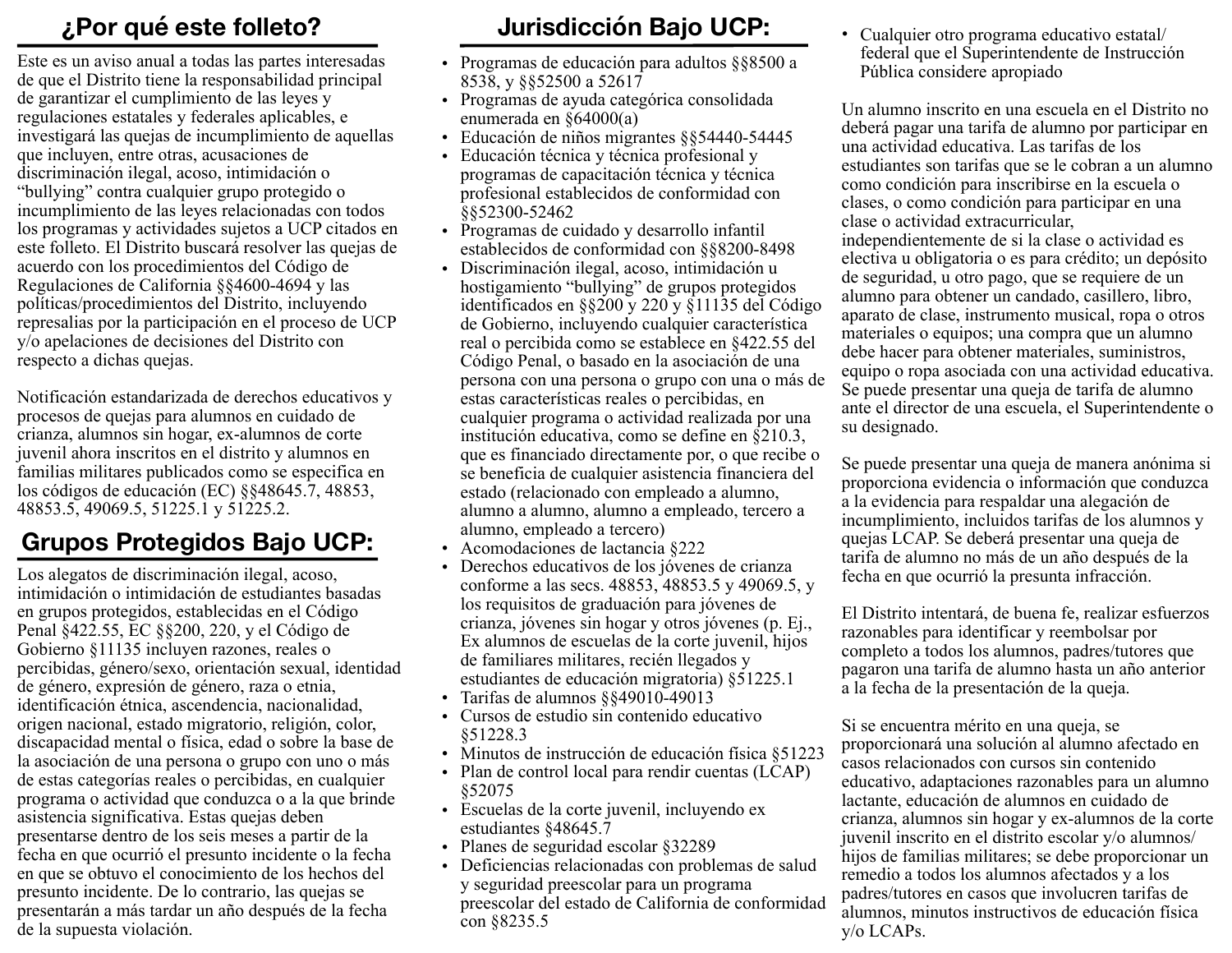## ¿Por qué este folleto?

Este es un aviso anual a todas las partes interesadas de que el Distrito tiene la responsabilidad principal de garantizar el cumplimiento de las leyes y regulaciones estatales y federales aplicables, e investigará las quejas de incumplimiento de aquellas que incluyen, entre otras, acusaciones de discriminación ilegal, acoso, intimidación o “bullying” contra cualquier grupo protegido o incumplimiento de las leyes relacionadas con todos los programas y actividades sujetos a UCP citados en este folleto. El Distrito buscará resolver las quejas de acuerdo con los procedimientos del Código de Regulaciones de California §§4600-4694 y las políticas/procedimientos del Distrito, incluyendo represalias por la participación en el proceso de UCP y/o apelaciones de decisiones del Distrito con respecto a dichas quejas.

Notificación estandarizada de derechos educativos y procesos de quejas para alumnos en cuidado de crianza, alumnos sin hogar, ex-alumnos de corte juvenil ahora inscritos en el distrito y alumnos en familias militares publicados como se especifica en los códigos de educación (EC) §§48645.7, 48853, 48853.5, 49069.5, 51225.1 y 51225.2.

## Grupos Protegidos Bajo UCP:

Los alegatos de discriminación ilegal, acoso, intimidación o intimidación de estudiantes basadas en grupos protegidos, establecidas en el Código Penal §422.55, EC §§200, 220, y el Código de Gobierno §11135 incluyen razones, reales o percibidas, género/sexo, orientación sexual, identidad de género, expresión de género, raza o etnia, identificación étnica, ascendencia, nacionalidad, origen nacional, estado migratorio, religión, color, discapacidad mental o física, edad o sobre la base de la asociación de una persona o grupo con uno o más de estas categorías reales o percibidas, en cualquier programa o actividad que conduzca o a la que brinde asistencia significativa. Estas quejas deben presentarse dentro de los seis meses a partir de la fecha en que ocurrió el presunto incidente o la fecha en que se obtuvo el conocimiento de los hechos del presunto incidente. De lo contrario, las quejas se presentarán a más tardar un año después de la fecha de la supuesta violación.

## Jurisdicción Bajo UCP:

- Programas de educación para adultos §§8500 a 8538, y §§52500 a 52617
- Programas de ayuda categórica consolidada enumerada en §64000(a)
- Educación de niños migrantes §§54440-54445
- Educación técnica y técnica profesional y programas de capacitación técnica y técnica profesional establecidos de conformidad con §§52300-52462
- Programas de cuidado y desarrollo infantil establecidos de conformidad con §§8200-8498
- Discriminación ilegal, acoso, intimidación u hostigamiento “bullying” de grupos protegidos identificados en §§200 y 220 y §11135 del Código de Gobierno, incluyendo cualquier característica real o percibida como se establece en §422.55 del Código Penal, o basado en la asociación de una persona con una persona o grupo con una o más de estas características reales o percibidas, en cualquier programa o actividad realizada por una institución educativa, como se define en §210.3, que es financiado directamente por, o que recibe o se beneficia de cualquier asistencia financiera del estado (relacionado con empleado a alumno, alumno a alumno, alumno a empleado, tercero a alumno, empleado a tercero)
- Acomodaciones de lactancia §222
- Derechos educativos de los jóvenes de crianza conforme a las secs. 48853, 48853.5 y 49069.5, y los requisitos de graduación para jóvenes de crianza, jóvenes sin hogar y otros jóvenes (p. Ej., Ex alumnos de escuelas de la corte juvenil, hijos de familiares militares, recién llegados y estudiantes de educación migratoria) §51225.1
- Tarifas de alumnos §§49010-49013
- Cursos de estudio sin contenido educativo §51228.3
- Minutos de instrucción de educación física §51223
- Plan de control local para rendir cuentas (LCAP) §52075
- Escuelas de la corte juvenil, incluyendo ex estudiantes §48645.7
- Planes de seguridad escolar §32289
- Deficiencias relacionadas con problemas de salud y seguridad preescolar para un programa preescolar del estado de California de conformidad con §8235.5
- Cualquier otro programa educativo estatal/federal que el Superintendente de Instrucción Pública considere apropiado

Un alumno inscrito en una escuela en el Distrito no deberá pagar una tarifa de alumno por participar en una actividad educativa. Las tarifas de los estudiantes son tarifas que se le cobran a un alumno como condición para inscribirse en la escuela o clases, o como condición para participar en una clase o actividad extracurricular, independientemente de si la clase o actividad es electiva u obligatoria o es para crédito; un depósito de seguridad, u otro pago, que se requiere de un alumno para obtener un candado, casillero, libro, aparato de clase, instrumento musical, ropa o otros materiales o equipos; una compra que un alumno debe hacer para obtener materiales, suministros, equipo o ropa asociada con una actividad educativa. Se puede presentar una queja de tarifa de alumno ante el director de una escuela, el Superintendente o su designado.

Se puede presentar una queja de manera anónima si proporciona evidencia o información que conduzca a la evidencia para respaldar una alegación de incumplimiento, incluidos tarifas de los alumnos y quejas LCAP. Se deberá presentar una queja de tarifa de alumno no más de un año después de la fecha en que ocurrió la presunta infracción.

El Distrito intentará, de buena fe, realizar esfuerzos razonables para identificar y reembolsar por completo a todos los alumnos, padres/tutores que pagaron una tarifa de alumno hasta un año anterior a la fecha de la presentación de la queja.

Si se encuentra mérito en una queja, se proporcionará una solución al alumno afectado en casos relacionados con cursos sin contenido educativo, adaptaciones razonables para un alumno lactante, educación de alumnos en cuidado de crianza, alumnos sin hogar y ex-alumnos de la corte juvenil inscrito en el distrito escolar y/o alumnos/hijos de familias militares; se debe proporcionar un remedio a todos los alumnos afectados y a los padres/tutores en casos que involucren tarifas de alumnos, minutos instructivos de educación física y/o LCAPs.